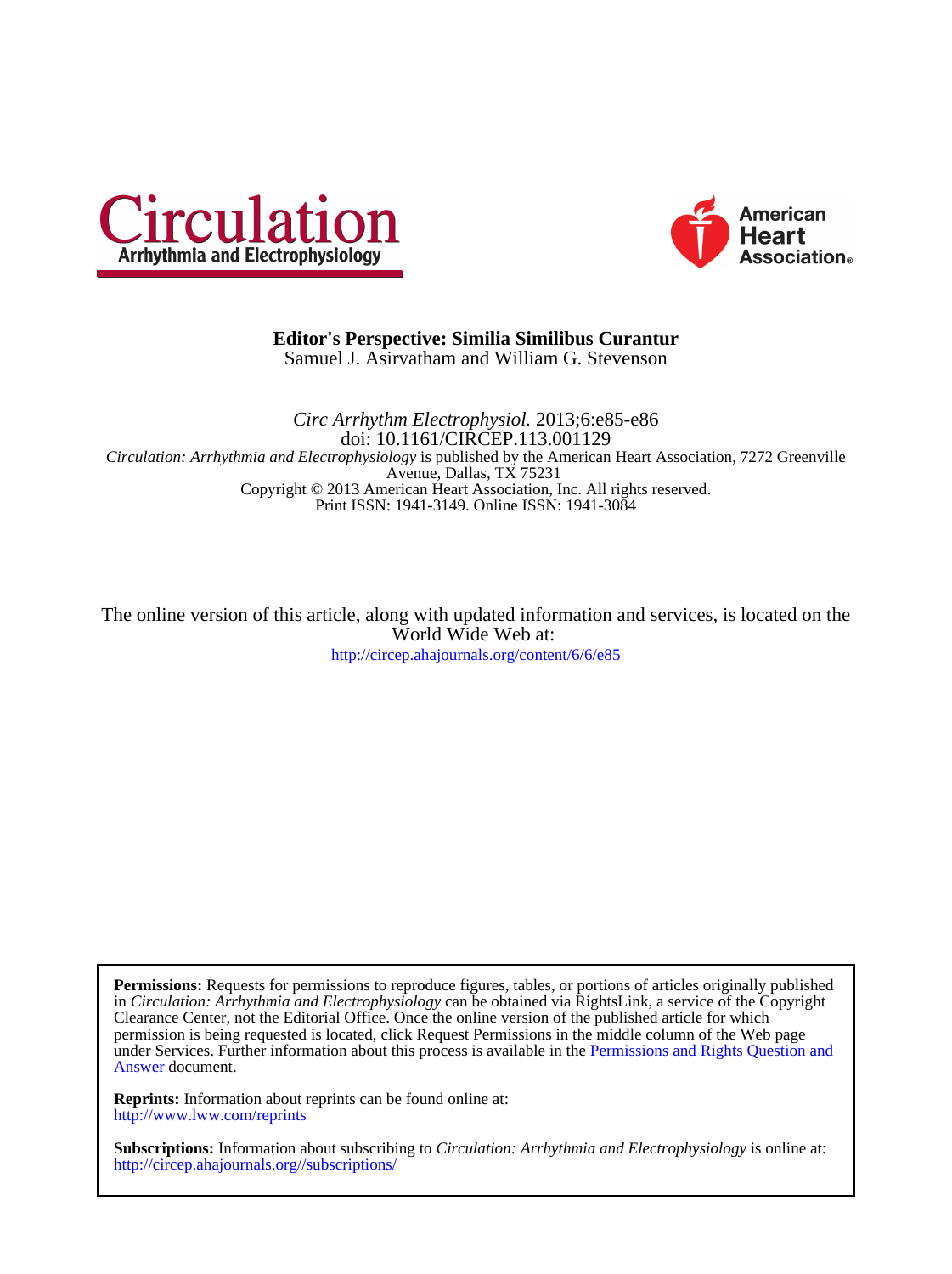Circulation
Arrhythmia and Electrophysiology

American Heart Association®

# Editor's Perspective: Similia Similibus Curantur

Samuel J. Asirvatham and William G. Stevenson

*Circ Arrhythm Electrophysiol.* 2013;6:e85-e86
doi: 10.1161/CIRCEP.113.001129

*Circulation: Arrhythmia and Electrophysiology* is published by the American Heart Association, 7272 Greenville Avenue, Dallas, TX 75231
Copyright © 2013 American Heart Association, Inc. All rights reserved.
Print ISSN: 1941-3149. Online ISSN: 1941-3084

The online version of this article, along with updated information and services, is located on the World Wide Web at:
http://circep.ahajournals.org/content/6/6/e85

**Permissions:** Requests for permissions to reproduce figures, tables, or portions of articles originally published in *Circulation: Arrhythmia and Electrophysiology* can be obtained via RightsLink, a service of the Copyright Clearance Center, not the Editorial Office. Once the online version of the published article for which permission is being requested is located, click Request Permissions in the middle column of the Web page under Services. Further information about this process is available in the Permissions and Rights Question and Answer document.

**Reprints:** Information about reprints can be found online at:
http://www.lww.com/reprints

**Subscriptions:** Information about subscribing to *Circulation: Arrhythmia and Electrophysiology* is online at:
http://circep.ahajournals.org//subscriptions/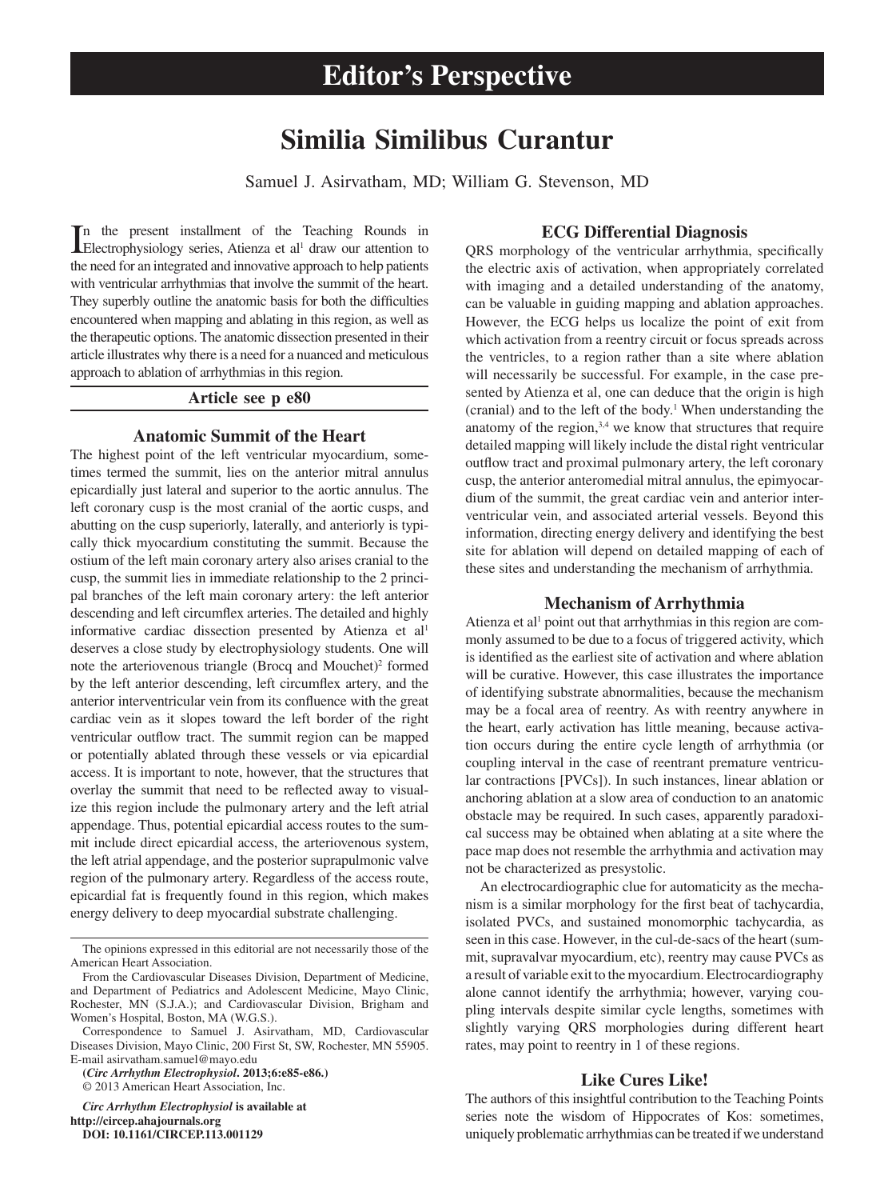# Editor's Perspective

# Similia Similibus Curantur

Samuel J. Asirvatham, MD; William G. Stevenson, MD

In the present installment of the Teaching Rounds in Electrophysiology series, Atienza et al[1] draw our attention to the need for an integrated and innovative approach to help patients with ventricular arrhythmias that involve the summit of the heart. They superbly outline the anatomic basis for both the difficulties encountered when mapping and ablating in this region, as well as the therapeutic options. The anatomic dissection presented in their article illustrates why there is a need for a nuanced and meticulous approach to ablation of arrhythmias in this region.

**Article see p e80**

## Anatomic Summit of the Heart

The highest point of the left ventricular myocardium, sometimes termed the summit, lies on the anterior mitral annulus epicardially just lateral and superior to the aortic annulus. The left coronary cusp is the most cranial of the aortic cusps, and abutting on the cusp superiorly, laterally, and anteriorly is typically thick myocardium constituting the summit. Because the ostium of the left main coronary artery also arises cranial to the cusp, the summit lies in immediate relationship to the 2 principal branches of the left main coronary artery: the left anterior descending and left circumflex arteries. The detailed and highly informative cardiac dissection presented by Atienza et al[1] deserves a close study by electrophysiology students. One will note the arteriovenous triangle (Brocq and Mouchet)[2] formed by the left anterior descending, left circumflex artery, and the anterior interventricular vein from its confluence with the great cardiac vein as it slopes toward the left border of the right ventricular outflow tract. The summit region can be mapped or potentially ablated through these vessels or via epicardial access. It is important to note, however, that the structures that overlay the summit that need to be reflected away to visualize this region include the pulmonary artery and the left atrial appendage. Thus, potential epicardial access routes to the summit include direct epicardial access, the arteriovenous system, the left atrial appendage, and the posterior suprapulmonic valve region of the pulmonary artery. Regardless of the access route, epicardial fat is frequently found in this region, which makes energy delivery to deep myocardial substrate challenging.

## ECG Differential Diagnosis

QRS morphology of the ventricular arrhythmia, specifically the electric axis of activation, when appropriately correlated with imaging and a detailed understanding of the anatomy, can be valuable in guiding mapping and ablation approaches. However, the ECG helps us localize the point of exit from which activation from a reentry circuit or focus spreads across the ventricles, to a region rather than a site where ablation will necessarily be successful. For example, in the case presented by Atienza et al, one can deduce that the origin is high (cranial) and to the left of the body.[1] When understanding the anatomy of the region,[3,4] we know that structures that require detailed mapping will likely include the distal right ventricular outflow tract and proximal pulmonary artery, the left coronary cusp, the anterior anteromedial mitral annulus, the epimyocardium of the summit, the great cardiac vein and anterior interventricular vein, and associated arterial vessels. Beyond this information, directing energy delivery and identifying the best site for ablation will depend on detailed mapping of each of these sites and understanding the mechanism of arrhythmia.

## Mechanism of Arrhythmia

Atienza et al[1] point out that arrhythmias in this region are commonly assumed to be due to a focus of triggered activity, which is identified as the earliest site of activation and where ablation will be curative. However, this case illustrates the importance of identifying substrate abnormalities, because the mechanism may be a focal area of reentry. As with reentry anywhere in the heart, early activation has little meaning, because activation occurs during the entire cycle length of arrhythmia (or coupling interval in the case of reentrant premature ventricular contractions [PVCs]). In such instances, linear ablation or anchoring ablation at a slow area of conduction to an anatomic obstacle may be required. In such cases, apparently paradoxical success may be obtained when ablating at a site where the pace map does not resemble the arrhythmia and activation may not be characterized as presystolic.

An electrocardiographic clue for automaticity as the mechanism is a similar morphology for the first beat of tachycardia, isolated PVCs, and sustained monomorphic tachycardia, as seen in this case. However, in the cul-de-sacs of the heart (summit, supravalvar myocardium, etc), reentry may cause PVCs as a result of variable exit to the myocardium. Electrocardiography alone cannot identify the arrhythmia; however, varying coupling intervals despite similar cycle lengths, sometimes with slightly varying QRS morphologies during different heart rates, may point to reentry in 1 of these regions.

## Like Cures Like!

The authors of this insightful contribution to the Teaching Points series note the wisdom of Hippocrates of Kos: sometimes, uniquely problematic arrhythmias can be treated if we understand

---

The opinions expressed in this editorial are not necessarily those of the American Heart Association.

From the Cardiovascular Diseases Division, Department of Medicine, and Department of Pediatrics and Adolescent Medicine, Mayo Clinic, Rochester, MN (S.J.A.); and Cardiovascular Division, Brigham and Women's Hospital, Boston, MA (W.G.S.).

Correspondence to Samuel J. Asirvatham, MD, Cardiovascular Diseases Division, Mayo Clinic, 200 First St, SW, Rochester, MN 55905. E-mail asirvatham.samuel@mayo.edu

(*Circ Arrhythm Electrophysiol*. 2013;6:e85-e86.)

© 2013 American Heart Association, Inc.

*Circ Arrhythm Electrophysiol* is available at http://circep.ahajournals.org

DOI: 10.1161/CIRCEP.113.001129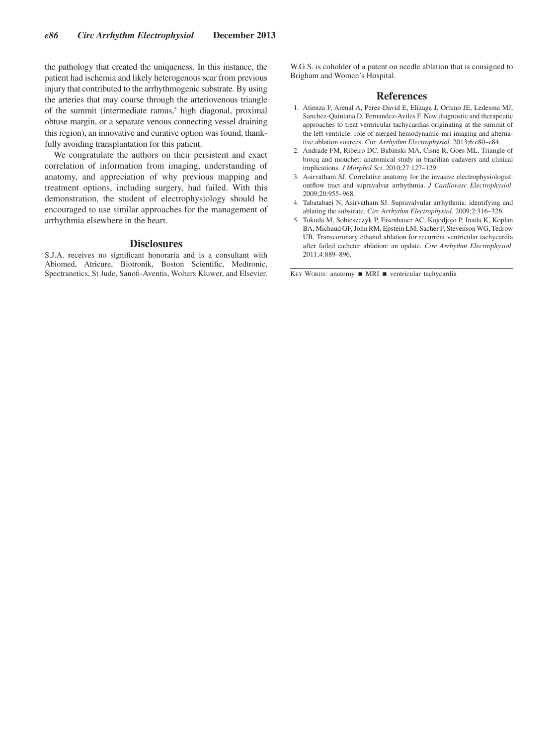the pathology that created the uniqueness. In this instance, the patient had ischemia and likely heterogenous scar from previous injury that contributed to the arrhythmogenic substrate. By using the arteries that may course through the arteriovenous triangle of the summit (intermediate ramus,[5] high diagonal, proximal obtuse margin, or a separate venous connecting vessel draining this region), an innovative and curative option was found, thankfully avoiding transplantation for this patient.

We congratulate the authors on their persistent and exact correlation of information from imaging, understanding of anatomy, and appreciation of why previous mapping and treatment options, including surgery, had failed. With this demonstration, the student of electrophysiology should be encouraged to use similar approaches for the management of arrhythmia elsewhere in the heart.

## Disclosures

S.J.A. receives no significant honoraria and is a consultant with Abiomed, Atricure, Biotronik, Boston Scientific, Medtronic, Spectranetics, St Jude, Sanofi-Aventis, Wolters Kluwer, and Elsevier. W.G.S. is coholder of a patent on needle ablation that is consigned to Brigham and Women's Hospital.

## References

1. Atienza F, Arenal A, Perez-David E, Elizaga J, Ortuno JE, Ledesma MJ, Sanchez-Quintana D, Fernandez-Aviles F. New diagnostic and therapeutic approaches to treat ventricular tachycardias originating at the summit of the left ventricle: role of merged hemodynamic-mri imaging and alternative ablation sources. *Circ Arrhythm Electrophysiol*. 2013;6:e80–e84.
2. Andrade FM, Ribeiro DC, Babinski MA, Cisne R, Goes ML. Triangle of brocq and mouchet: anatomical study in brazilian cadavers and clinical implications. *J Morphol Sci*. 2010;27:127–129.
3. Asirvatham SJ. Correlative anatomy for the invasive electrophysiologist: outflow tract and supravalvar arrhythmia. *J Cardiovasc Electrophysiol*. 2009;20:955–968.
4. Tabatabaei N, Asirvatham SJ. Supravalvular arrhythmia: identifying and ablating the substrate. *Circ Arrhythm Electrophysiol*. 2009;2:316–326.
5. Tokuda M, Sobieszczyk P, Eisenhauer AC, Kojodjojo P, Inada K, Koplan BA, Michaud GF, John RM, Epstein LM, Sacher F, Stevenson WG, Tedrow UB. Transcoronary ethanol ablation for recurrent ventricular tachycardia after failed catheter ablation: an update. *Circ Arrhythm Electrophysiol*. 2011;4:889–896.

Key Words: anatomy ■ MRI ■ ventricular tachycardia